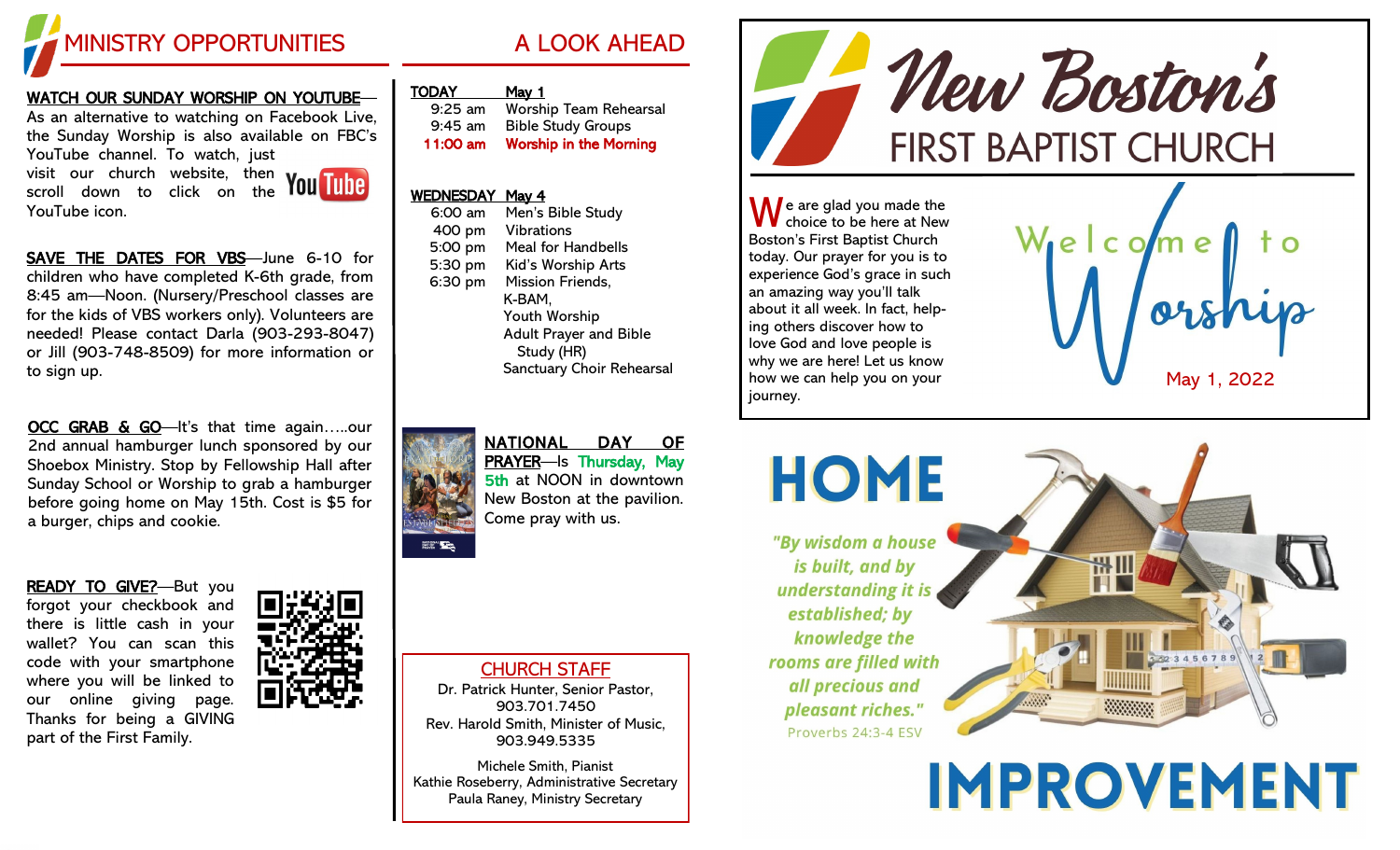# MINISTRY OPPORTUNITIES

**WATCH OUR SUNDAY WORSHIP ON YOUTUBE**—As an alternative to watching on Facebook Live, the Sunday Worship is also available on FBC's YouTube channel. To watch, just visit our church website, then scroll down to click on the YouTube icon.

**SAVE THE DATES FOR VBS**—June 6-10 for children who have completed K-6th grade, from 8:45 am—Noon. (Nursery/Preschool classes are for the kids of VBS workers only). Volunteers are needed! Please contact Darla (903-293-8047) or Jill (903-748-8509) for more information or to sign up.

**OCC GRAB & GO**—It's that time again…..our 2nd annual hamburger lunch sponsored by our Shoebox Ministry. Stop by Fellowship Hall after Sunday School or Worship to grab a hamburger before going home on May 15th. Cost is $5 for a burger, chips and cookie.

**READY TO GIVE?**—But you forgot your checkbook and there is little cash in your wallet? You can scan this code with your smartphone where you will be linked to our online giving page. Thanks for being a GIVING part of the First Family.

# A LOOK AHEAD

**TODAY May 1**

| | |
|---|---|
| 9:25 am | Worship Team Rehearsal |
| 9:45 am | Bible Study Groups |
| **11:00 am** | **Worship in the Morning** |

**WEDNESDAY May 4**

| | |
|---|---|
| 6:00 am | Men's Bible Study |
| 400 pm | Vibrations |
| 5:00 pm | Meal for Handbells |
| 5:30 pm | Kid's Worship Arts |
| 6:30 pm | Mission Friends, K-BAM, Youth Worship, Adult Prayer and Bible Study (HR), Sanctuary Choir Rehearsal |

**NATIONAL DAY OF PRAYER**—Is **Thursday, May 5th** at NOON in downtown New Boston at the pavilion. Come pray with us.

## CHURCH STAFF

Dr. Patrick Hunter, Senior Pastor, 903.701.7450
Rev. Harold Smith, Minister of Music, 903.949.5335

Michele Smith, Pianist
Kathie Roseberry, Administrative Secretary
Paula Raney, Ministry Secretary

# New Boston's FIRST BAPTIST CHURCH

We are glad you made the choice to be here at New Boston's First Baptist Church today. Our prayer for you is to experience God's grace in such an amazing way you'll talk about it all week. In fact, helping others discover how to love God and love people is why we are here! Let us know how we can help you on your journey.

## Welcome to Worship

May 1, 2022

# HOME IMPROVEMENT

*"By wisdom a house is built, and by understanding it is established; by knowledge the rooms are filled with all precious and pleasant riches."*

Proverbs 24:3-4 ESV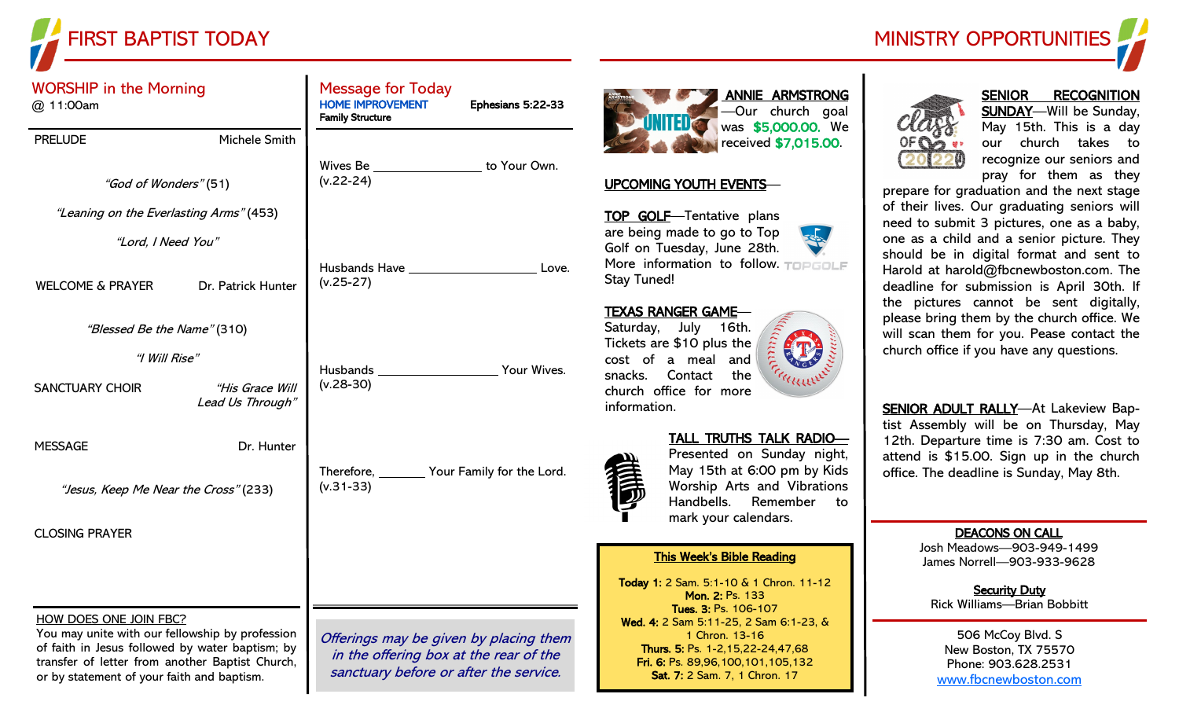# FIRST BAPTIST TODAY

## WORSHIP in the Morning

@ 11:00am

PRELUDE — Michele Smith

*"God of Wonders"* (51)

*"Leaning on the Everlasting Arms"* (453)

*"Lord, I Need You"*

WELCOME & PRAYER — Dr. Patrick Hunter

*"Blessed Be the Name"* (310)

*"I Will Rise"*

SANCTUARY CHOIR — *"His Grace Will Lead Us Through"*

MESSAGE — Dr. Hunter

*"Jesus, Keep Me Near the Cross"* (233)

CLOSING PRAYER

**HOW DOES ONE JOIN FBC?**

You may unite with our fellowship by profession of faith in Jesus followed by water baptism; by transfer of letter from another Baptist Church, or by statement of your faith and baptism.

## Message for Today

**HOME IMPROVEMENT** — **Ephesians 5:22-33**

**Family Structure**

Wives Be _______________ to Your Own. (v.22-24)

Husbands Have __________________ Love. (v.25-27)

Husbands _________________ Your Wives. (v.28-30)

Therefore, _______ Your Family for the Lord. (v.31-33)

*Offerings may be given by placing them in the offering box at the rear of the sanctuary before or after the service.*

# MINISTRY OPPORTUNITIES

**ANNIE ARMSTRONG**—Our church goal was $5,000.00. We received $7,015.00.

**UPCOMING YOUTH EVENTS**—

**TOP GOLF**—Tentative plans are being made to go to Top Golf on Tuesday, June 28th. More information to follow. Stay Tuned!

**TEXAS RANGER GAME**—Saturday, July 16th. Tickets are $10 plus the cost of a meal and snacks. Contact the church office for more information.

**TALL TRUTHS TALK RADIO**—Presented on Sunday night, May 15th at 6:00 pm by Kids Worship Arts and Vibrations Handbells. Remember to mark your calendars.

**This Week's Bible Reading**

**Today 1:** 2 Sam. 5:1-10 & 1 Chron. 11-12
**Mon. 2:** Ps. 133
**Tues. 3:** Ps. 106-107
**Wed. 4:** 2 Sam 5:11-25, 2 Sam 6:1-23, & 1 Chron. 13-16
**Thurs. 5:** Ps. 1-2,15,22-24,47,68
**Fri. 6:** Ps. 89,96,100,101,105,132
**Sat. 7:** 2 Sam. 7, 1 Chron. 17

**SENIOR RECOGNITION SUNDAY**—Will be Sunday, May 15th. This is a day our church takes to recognize our seniors and pray for them as they prepare for graduation and the next stage of their lives. Our graduating seniors will need to submit 3 pictures, one as a baby, one as a child and a senior picture. They should be in digital format and sent to Harold at harold@fbcnewboston.com. The deadline for submission is April 30th. If the pictures cannot be sent digitally, please bring them by the church office. We will scan them for you. Pease contact the church office if you have any questions.

**SENIOR ADULT RALLY**—At Lakeview Baptist Assembly will be on Thursday, May 12th. Departure time is 7:30 am. Cost to attend is $15.00. Sign up in the church office. The deadline is Sunday, May 8th.

**DEACONS ON CALL**

Josh Meadows—903-949-1499
James Norrell—903-933-9628

**Security Duty**

Rick Williams—Brian Bobbitt

506 McCoy Blvd. S
New Boston, TX 75570
Phone: 903.628.2531
www.fbcnewboston.com